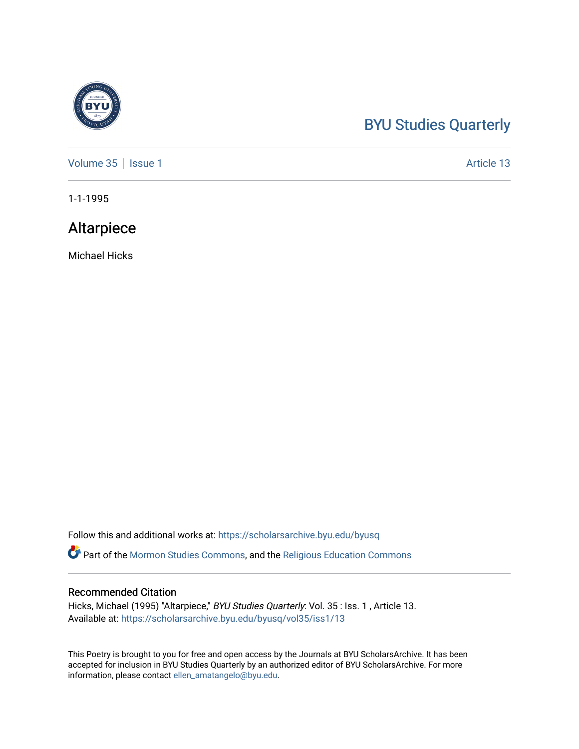BYU Studies Quarterly

Volume 35 | Issue 1 | Article 13

1-1-1995

# Altarpiece

Michael Hicks

Follow this and additional works at: https://scholarsarchive.byu.edu/byusq

Part of the Mormon Studies Commons, and the Religious Education Commons

## Recommended Citation

Hicks, Michael (1995) "Altarpiece," *BYU Studies Quarterly*: Vol. 35 : Iss. 1 , Article 13.
Available at: https://scholarsarchive.byu.edu/byusq/vol35/iss1/13

This Poetry is brought to you for free and open access by the Journals at BYU ScholarsArchive. It has been accepted for inclusion in BYU Studies Quarterly by an authorized editor of BYU ScholarsArchive. For more information, please contact ellen_amatangelo@byu.edu.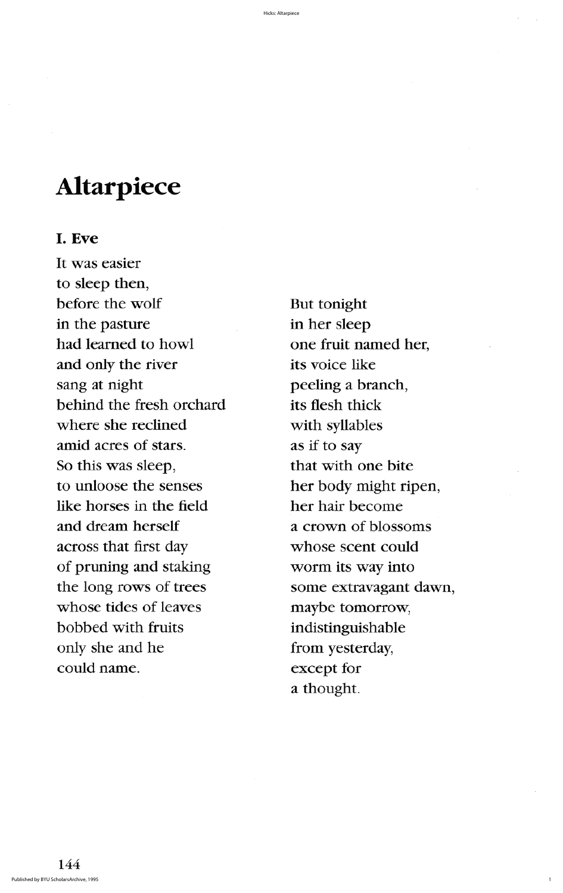# Altarpiece

## I. Eve

It was easier  
to sleep then,  
before the wolf  
in the pasture  
had learned to howl  
and only the river  
sang at night  
behind the fresh orchard  
where she reclined  
amid acres of stars.  
So this was sleep,  
to unloose the senses  
like horses in the field  
and dream herself  
across that first day  
of pruning and staking  
the long rows of trees  
whose tides of leaves  
bobbed with fruits  
only she and he  
could name.

But tonight  
in her sleep  
one fruit named her,  
its voice like  
peeling a branch,  
its flesh thick  
with syllables  
as if to say  
that with one bite  
her body might ripen,  
her hair become  
a crown of blossoms  
whose scent could  
worm its way into  
some extravagant dawn,  
maybe tomorrow,  
indistinguishable  
from yesterday,  
except for  
a thought.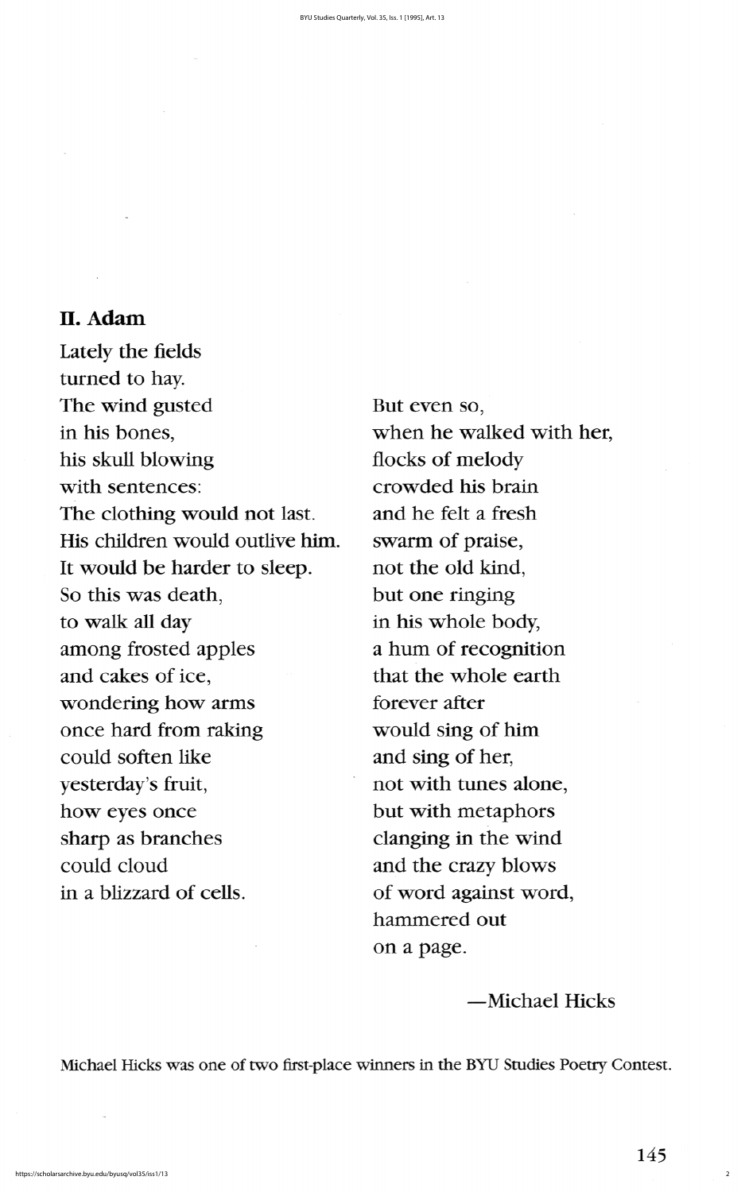## II. Adam

Lately the fields  
turned to hay.  
The wind gusted  
in his bones,  
his skull blowing  
with sentences:  
The clothing would not last.  
His children would outlive him.  
It would be harder to sleep.  
So this was death,  
to walk all day  
among frosted apples  
and cakes of ice,  
wondering how arms  
once hard from raking  
could soften like  
yesterday's fruit,  
how eyes once  
sharp as branches  
could cloud  
in a blizzard of cells.

But even so,  
when he walked with her,  
flocks of melody  
crowded his brain  
and he felt a fresh  
swarm of praise,  
not the old kind,  
but one ringing  
in his whole body,  
a hum of recognition  
that the whole earth  
forever after  
would sing of him  
and sing of her,  
not with tunes alone,  
but with metaphors  
clanging in the wind  
and the crazy blows  
of word against word,  
hammered out  
on a page.

—Michael Hicks

Michael Hicks was one of two first-place winners in the BYU Studies Poetry Contest.